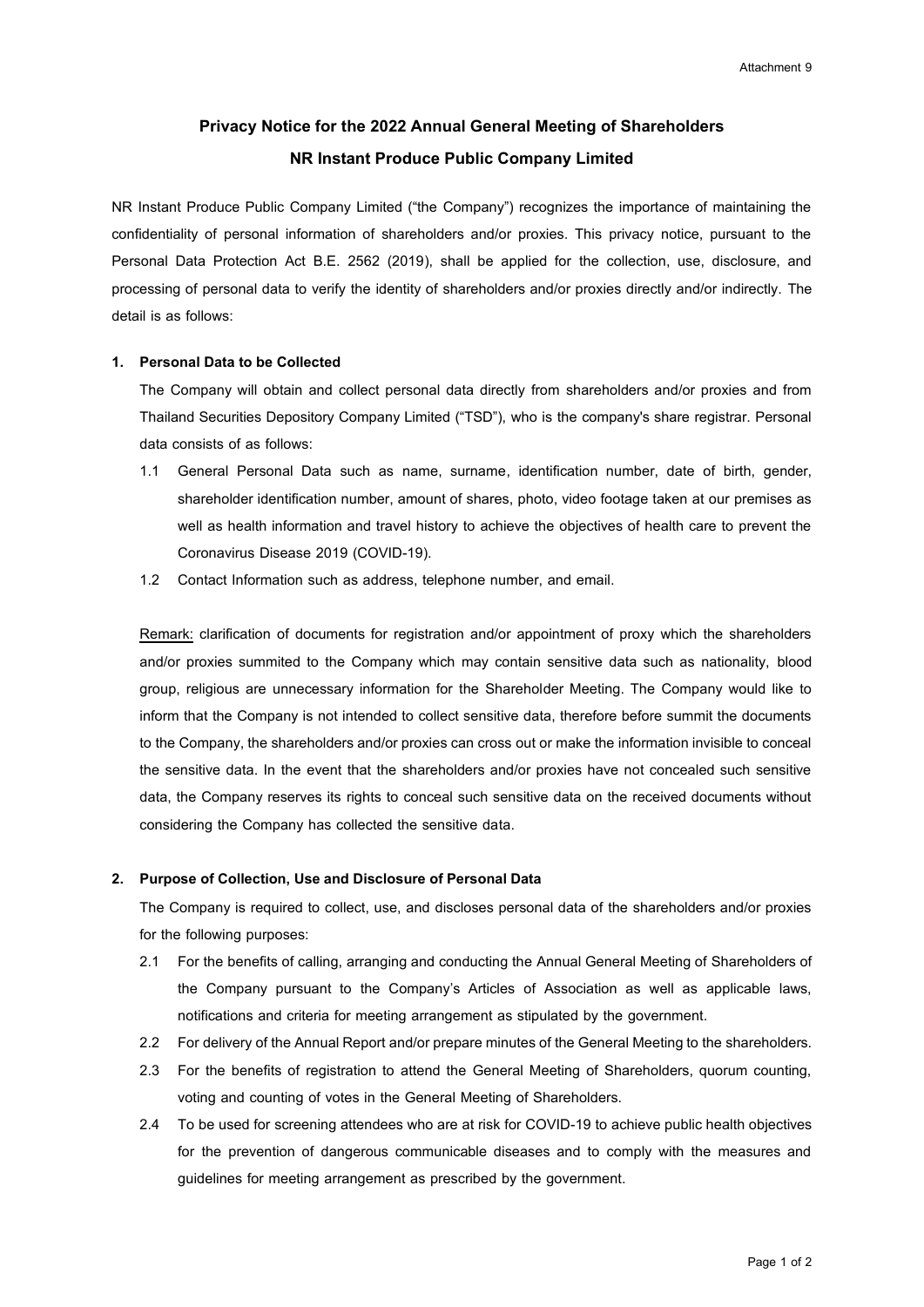Attachment 9

# Privacy Notice for the 2022 Annual General Meeting of Shareholders

## NR Instant Produce Public Company Limited

NR Instant Produce Public Company Limited ("the Company") recognizes the importance of maintaining the confidentiality of personal information of shareholders and/or proxies. This privacy notice, pursuant to the Personal Data Protection Act B.E. 2562 (2019), shall be applied for the collection, use, disclosure, and processing of personal data to verify the identity of shareholders and/or proxies directly and/or indirectly. The detail is as follows:

**1. Personal Data to be Collected**

The Company will obtain and collect personal data directly from shareholders and/or proxies and from Thailand Securities Depository Company Limited ("TSD"), who is the company's share registrar. Personal data consists of as follows:

1.1 General Personal Data such as name, surname, identification number, date of birth, gender, shareholder identification number, amount of shares, photo, video footage taken at our premises as well as health information and travel history to achieve the objectives of health care to prevent the Coronavirus Disease 2019 (COVID-19).

1.2 Contact Information such as address, telephone number, and email.

<u>Remark:</u> clarification of documents for registration and/or appointment of proxy which the shareholders and/or proxies summited to the Company which may contain sensitive data such as nationality, blood group, religious are unnecessary information for the Shareholder Meeting. The Company would like to inform that the Company is not intended to collect sensitive data, therefore before summit the documents to the Company, the shareholders and/or proxies can cross out or make the information invisible to conceal the sensitive data. In the event that the shareholders and/or proxies have not concealed such sensitive data, the Company reserves its rights to conceal such sensitive data on the received documents without considering the Company has collected the sensitive data.

**2. Purpose of Collection, Use and Disclosure of Personal Data**

The Company is required to collect, use, and discloses personal data of the shareholders and/or proxies for the following purposes:

2.1 For the benefits of calling, arranging and conducting the Annual General Meeting of Shareholders of the Company pursuant to the Company's Articles of Association as well as applicable laws, notifications and criteria for meeting arrangement as stipulated by the government.

2.2 For delivery of the Annual Report and/or prepare minutes of the General Meeting to the shareholders.

2.3 For the benefits of registration to attend the General Meeting of Shareholders, quorum counting, voting and counting of votes in the General Meeting of Shareholders.

2.4 To be used for screening attendees who are at risk for COVID-19 to achieve public health objectives for the prevention of dangerous communicable diseases and to comply with the measures and guidelines for meeting arrangement as prescribed by the government.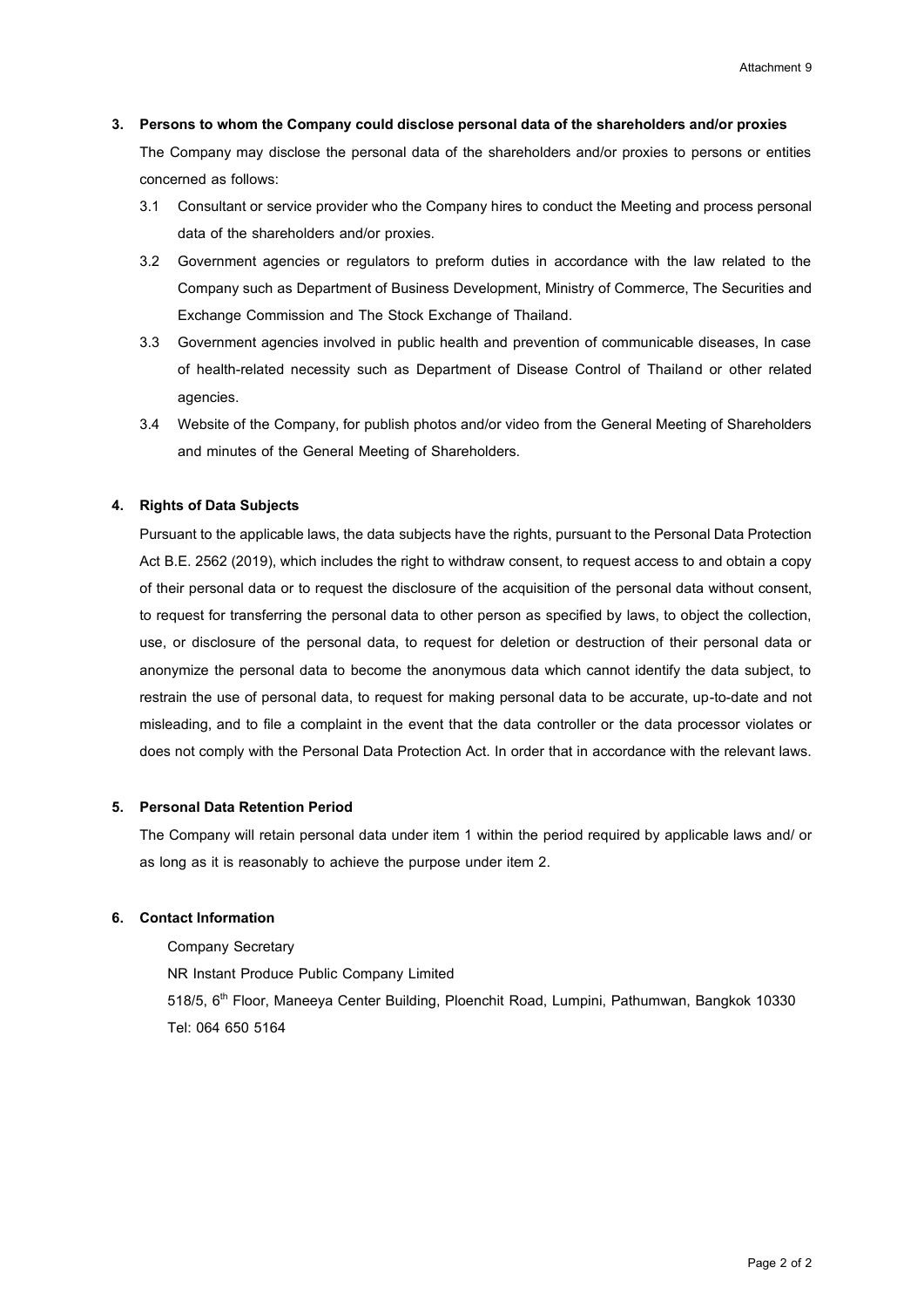**3. Persons to whom the Company could disclose personal data of the shareholders and/or proxies**

The Company may disclose the personal data of the shareholders and/or proxies to persons or entities concerned as follows:

3.1 Consultant or service provider who the Company hires to conduct the Meeting and process personal data of the shareholders and/or proxies.

3.2 Government agencies or regulators to preform duties in accordance with the law related to the Company such as Department of Business Development, Ministry of Commerce, The Securities and Exchange Commission and The Stock Exchange of Thailand.

3.3 Government agencies involved in public health and prevention of communicable diseases, In case of health-related necessity such as Department of Disease Control of Thailand or other related agencies.

3.4 Website of the Company, for publish photos and/or video from the General Meeting of Shareholders and minutes of the General Meeting of Shareholders.

**4. Rights of Data Subjects**

Pursuant to the applicable laws, the data subjects have the rights, pursuant to the Personal Data Protection Act B.E. 2562 (2019), which includes the right to withdraw consent, to request access to and obtain a copy of their personal data or to request the disclosure of the acquisition of the personal data without consent, to request for transferring the personal data to other person as specified by laws, to object the collection, use, or disclosure of the personal data, to request for deletion or destruction of their personal data or anonymize the personal data to become the anonymous data which cannot identify the data subject, to restrain the use of personal data, to request for making personal data to be accurate, up-to-date and not misleading, and to file a complaint in the event that the data controller or the data processor violates or does not comply with the Personal Data Protection Act. In order that in accordance with the relevant laws.

**5. Personal Data Retention Period**

The Company will retain personal data under item 1 within the period required by applicable laws and/ or as long as it is reasonably to achieve the purpose under item 2.

**6. Contact Information**

Company Secretary

NR Instant Produce Public Company Limited

518/5, 6th Floor, Maneeya Center Building, Ploenchit Road, Lumpini, Pathumwan, Bangkok 10330

Tel: 064 650 5164